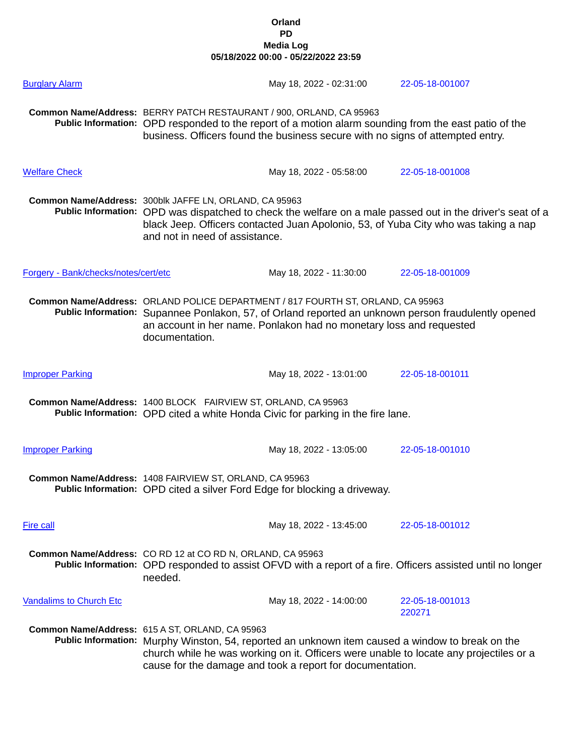# Orland
## PD
## Media Log
**05/18/2022 00:00 - 05/22/2022 23:59**

**Burglary Alarm** — May 18, 2022 - 02:31:00 — 22-05-18-001007

**Common Name/Address:** BERRY PATCH RESTAURANT / 900, ORLAND, CA 95963
**Public Information:** OPD responded to the report of a motion alarm sounding from the east patio of the business. Officers found the business secure with no signs of attempted entry.

**Welfare Check** — May 18, 2022 - 05:58:00 — 22-05-18-001008

**Common Name/Address:** 300blk JAFFE LN, ORLAND, CA 95963
**Public Information:** OPD was dispatched to check the welfare on a male passed out in the driver's seat of a black Jeep. Officers contacted Juan Apolonio, 53, of Yuba City who was taking a nap and not in need of assistance.

**Forgery - Bank/checks/notes/cert/etc** — May 18, 2022 - 11:30:00 — 22-05-18-001009

**Common Name/Address:** ORLAND POLICE DEPARTMENT / 817 FOURTH ST, ORLAND, CA 95963
**Public Information:** Supannee Ponlakon, 57, of Orland reported an unknown person fraudulently opened an account in her name. Ponlakon had no monetary loss and requested documentation.

**Improper Parking** — May 18, 2022 - 13:01:00 — 22-05-18-001011

**Common Name/Address:** 1400 BLOCK FAIRVIEW ST, ORLAND, CA 95963
**Public Information:** OPD cited a white Honda Civic for parking in the fire lane.

**Improper Parking** — May 18, 2022 - 13:05:00 — 22-05-18-001010

**Common Name/Address:** 1408 FAIRVIEW ST, ORLAND, CA 95963
**Public Information:** OPD cited a silver Ford Edge for blocking a driveway.

**Fire call** — May 18, 2022 - 13:45:00 — 22-05-18-001012

**Common Name/Address:** CO RD 12 at CO RD N, ORLAND, CA 95963
**Public Information:** OPD responded to assist OFVD with a report of a fire. Officers assisted until no longer needed.

**Vandalims to Church Etc** — May 18, 2022 - 14:00:00 — 22-05-18-001013 220271

**Common Name/Address:** 615 A ST, ORLAND, CA 95963
**Public Information:** Murphy Winston, 54, reported an unknown item caused a window to break on the church while he was working on it. Officers were unable to locate any projectiles or a cause for the damage and took a report for documentation.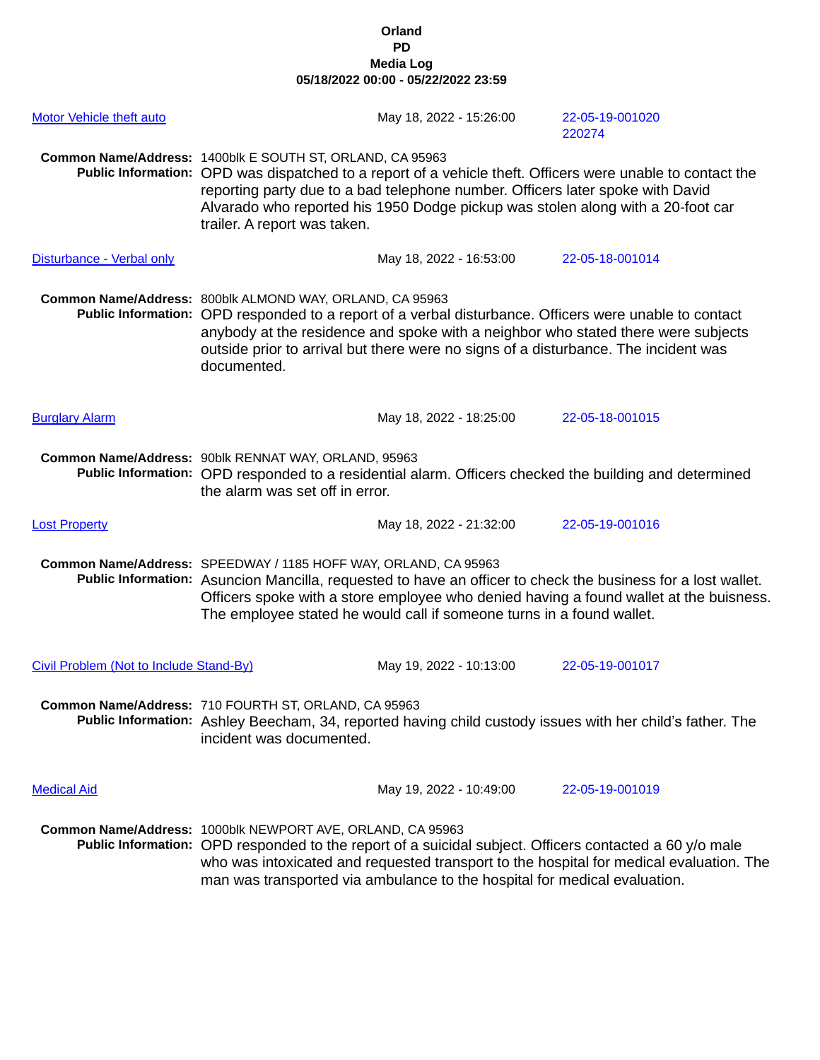**Orland**
**PD**
**Media Log**
**05/18/2022 00:00 - 05/22/2022 23:59**

[Motor Vehicle theft auto] May 18, 2022 - 15:26:00 22-05-19-001020 220274

**Common Name/Address:** 1400blk E SOUTH ST, ORLAND, CA 95963
**Public Information:** OPD was dispatched to a report of a vehicle theft. Officers were unable to contact the reporting party due to a bad telephone number. Officers later spoke with David Alvarado who reported his 1950 Dodge pickup was stolen along with a 20-foot car trailer. A report was taken.

[Disturbance - Verbal only] May 18, 2022 - 16:53:00 22-05-18-001014

**Common Name/Address:** 800blk ALMOND WAY, ORLAND, CA 95963
**Public Information:** OPD responded to a report of a verbal disturbance. Officers were unable to contact anybody at the residence and spoke with a neighbor who stated there were subjects outside prior to arrival but there were no signs of a disturbance. The incident was documented.

[Burglary Alarm] May 18, 2022 - 18:25:00 22-05-18-001015

**Common Name/Address:** 90blk RENNAT WAY, ORLAND, 95963
**Public Information:** OPD responded to a residential alarm. Officers checked the building and determined the alarm was set off in error.

[Lost Property] May 18, 2022 - 21:32:00 22-05-19-001016

**Common Name/Address:** SPEEDWAY / 1185 HOFF WAY, ORLAND, CA 95963
**Public Information:** Asuncion Mancilla, requested to have an officer to check the business for a lost wallet. Officers spoke with a store employee who denied having a found wallet at the buisness. The employee stated he would call if someone turns in a found wallet.

[Civil Problem (Not to Include Stand-By)] May 19, 2022 - 10:13:00 22-05-19-001017

**Common Name/Address:** 710 FOURTH ST, ORLAND, CA 95963
**Public Information:** Ashley Beecham, 34, reported having child custody issues with her child's father. The incident was documented.

[Medical Aid] May 19, 2022 - 10:49:00 22-05-19-001019

**Common Name/Address:** 1000blk NEWPORT AVE, ORLAND, CA 95963
**Public Information:** OPD responded to the report of a suicidal subject. Officers contacted a 60 y/o male who was intoxicated and requested transport to the hospital for medical evaluation. The man was transported via ambulance to the hospital for medical evaluation.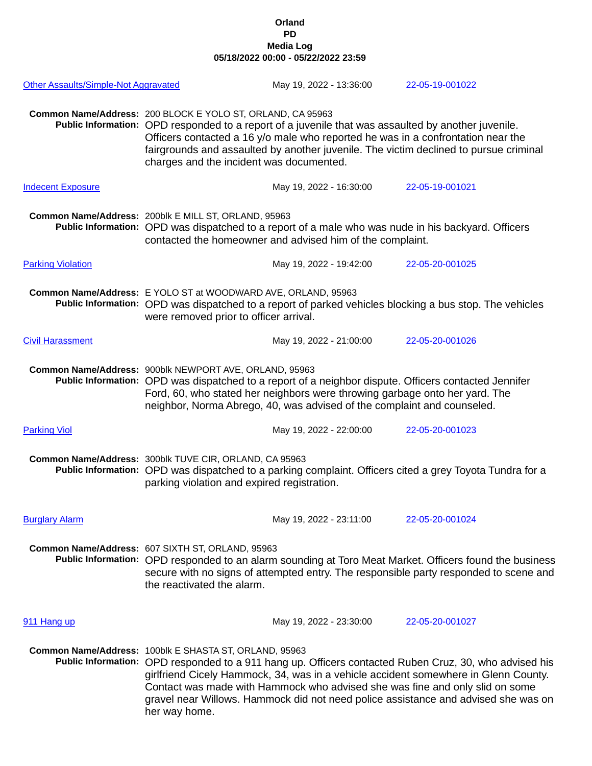**Orland**
**PD**
**Media Log**
**05/18/2022 00:00 - 05/22/2022 23:59**

[Other Assaults/Simple-Not Aggravated] May 19, 2022 - 13:36:00 22-05-19-001022

**Common Name/Address:** 200 BLOCK E YOLO ST, ORLAND, CA 95963
**Public Information:** OPD responded to a report of a juvenile that was assaulted by another juvenile. Officers contacted a 16 y/o male who reported he was in a confrontation near the fairgrounds and assaulted by another juvenile. The victim declined to pursue criminal charges and the incident was documented.

[Indecent Exposure] May 19, 2022 - 16:30:00 22-05-19-001021

**Common Name/Address:** 200blk E MILL ST, ORLAND, 95963
**Public Information:** OPD was dispatched to a report of a male who was nude in his backyard. Officers contacted the homeowner and advised him of the complaint.

[Parking Violation] May 19, 2022 - 19:42:00 22-05-20-001025

**Common Name/Address:** E YOLO ST at WOODWARD AVE, ORLAND, 95963
**Public Information:** OPD was dispatched to a report of parked vehicles blocking a bus stop. The vehicles were removed prior to officer arrival.

[Civil Harassment] May 19, 2022 - 21:00:00 22-05-20-001026

**Common Name/Address:** 900blk NEWPORT AVE, ORLAND, 95963
**Public Information:** OPD was dispatched to a report of a neighbor dispute. Officers contacted Jennifer Ford, 60, who stated her neighbors were throwing garbage onto her yard. The neighbor, Norma Abrego, 40, was advised of the complaint and counseled.

[Parking Viol] May 19, 2022 - 22:00:00 22-05-20-001023

**Common Name/Address:** 300blk TUVE CIR, ORLAND, CA 95963
**Public Information:** OPD was dispatched to a parking complaint. Officers cited a grey Toyota Tundra for a parking violation and expired registration.

[Burglary Alarm] May 19, 2022 - 23:11:00 22-05-20-001024

**Common Name/Address:** 607 SIXTH ST, ORLAND, 95963
**Public Information:** OPD responded to an alarm sounding at Toro Meat Market. Officers found the business secure with no signs of attempted entry. The responsible party responded to scene and the reactivated the alarm.

[911 Hang up] May 19, 2022 - 23:30:00 22-05-20-001027

**Common Name/Address:** 100blk E SHASTA ST, ORLAND, 95963
**Public Information:** OPD responded to a 911 hang up. Officers contacted Ruben Cruz, 30, who advised his girlfriend Cicely Hammock, 34, was in a vehicle accident somewhere in Glenn County. Contact was made with Hammock who advised she was fine and only slid on some gravel near Willows. Hammock did not need police assistance and advised she was on her way home.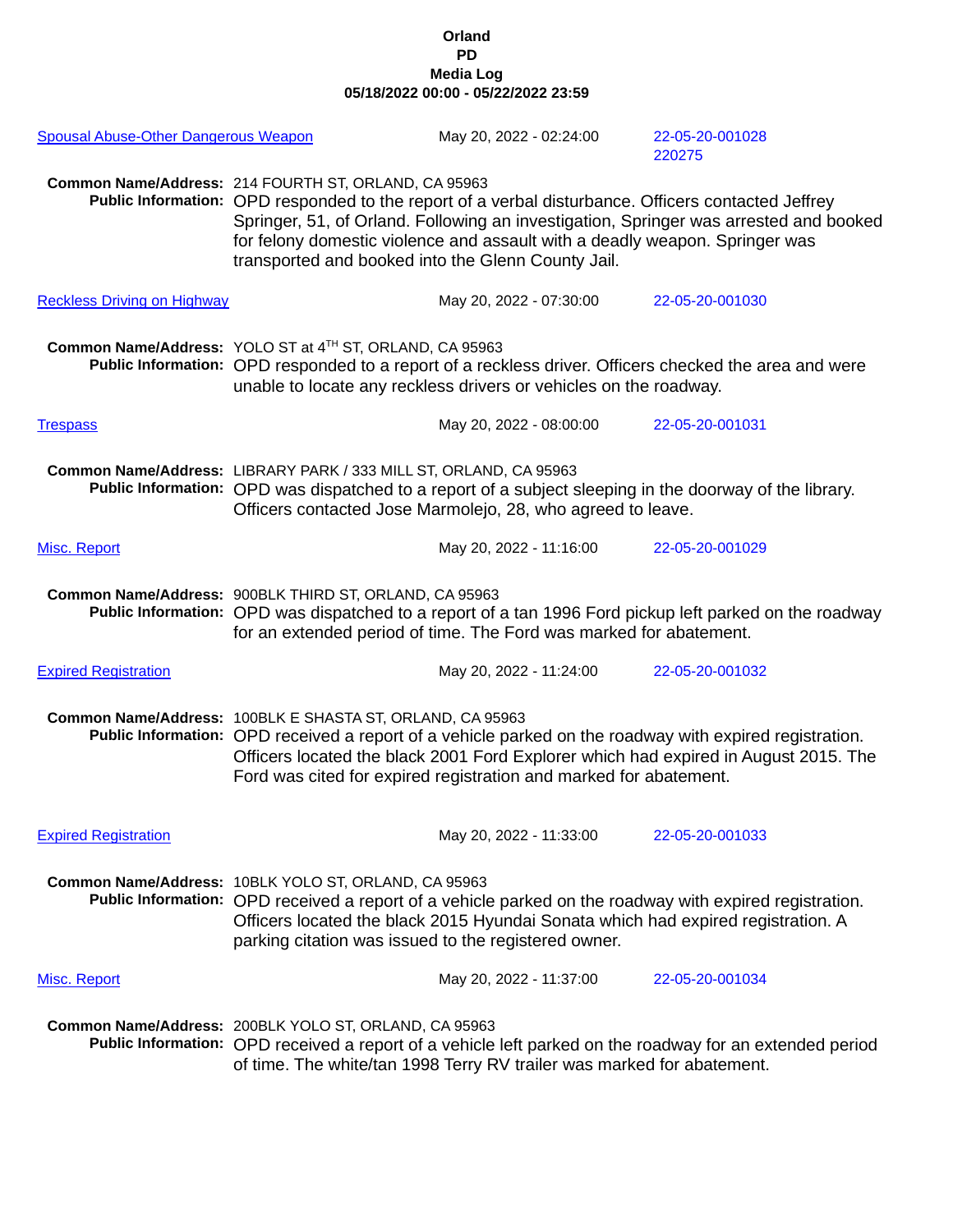**Orland**
**PD**
**Media Log**
**05/18/2022 00:00 - 05/22/2022 23:59**

**Spousal Abuse-Other Dangerous Weapon** | May 20, 2022 - 02:24:00 | 22-05-20-001028 220275

**Common Name/Address:** 214 FOURTH ST, ORLAND, CA 95963
**Public Information:** OPD responded to the report of a verbal disturbance. Officers contacted Jeffrey Springer, 51, of Orland. Following an investigation, Springer was arrested and booked for felony domestic violence and assault with a deadly weapon. Springer was transported and booked into the Glenn County Jail.

**Reckless Driving on Highway** | May 20, 2022 - 07:30:00 | 22-05-20-001030

**Common Name/Address:** YOLO ST at 4TH ST, ORLAND, CA 95963
**Public Information:** OPD responded to a report of a reckless driver. Officers checked the area and were unable to locate any reckless drivers or vehicles on the roadway.

**Trespass** | May 20, 2022 - 08:00:00 | 22-05-20-001031

**Common Name/Address:** LIBRARY PARK / 333 MILL ST, ORLAND, CA 95963
**Public Information:** OPD was dispatched to a report of a subject sleeping in the doorway of the library. Officers contacted Jose Marmolejo, 28, who agreed to leave.

**Misc. Report** | May 20, 2022 - 11:16:00 | 22-05-20-001029

**Common Name/Address:** 900BLK THIRD ST, ORLAND, CA 95963
**Public Information:** OPD was dispatched to a report of a tan 1996 Ford pickup left parked on the roadway for an extended period of time. The Ford was marked for abatement.

**Expired Registration** | May 20, 2022 - 11:24:00 | 22-05-20-001032

**Common Name/Address:** 100BLK E SHASTA ST, ORLAND, CA 95963
**Public Information:** OPD received a report of a vehicle parked on the roadway with expired registration. Officers located the black 2001 Ford Explorer which had expired in August 2015. The Ford was cited for expired registration and marked for abatement.

**Expired Registration** | May 20, 2022 - 11:33:00 | 22-05-20-001033

**Common Name/Address:** 10BLK YOLO ST, ORLAND, CA 95963
**Public Information:** OPD received a report of a vehicle parked on the roadway with expired registration. Officers located the black 2015 Hyundai Sonata which had expired registration. A parking citation was issued to the registered owner.

**Misc. Report** | May 20, 2022 - 11:37:00 | 22-05-20-001034

**Common Name/Address:** 200BLK YOLO ST, ORLAND, CA 95963
**Public Information:** OPD received a report of a vehicle left parked on the roadway for an extended period of time. The white/tan 1998 Terry RV trailer was marked for abatement.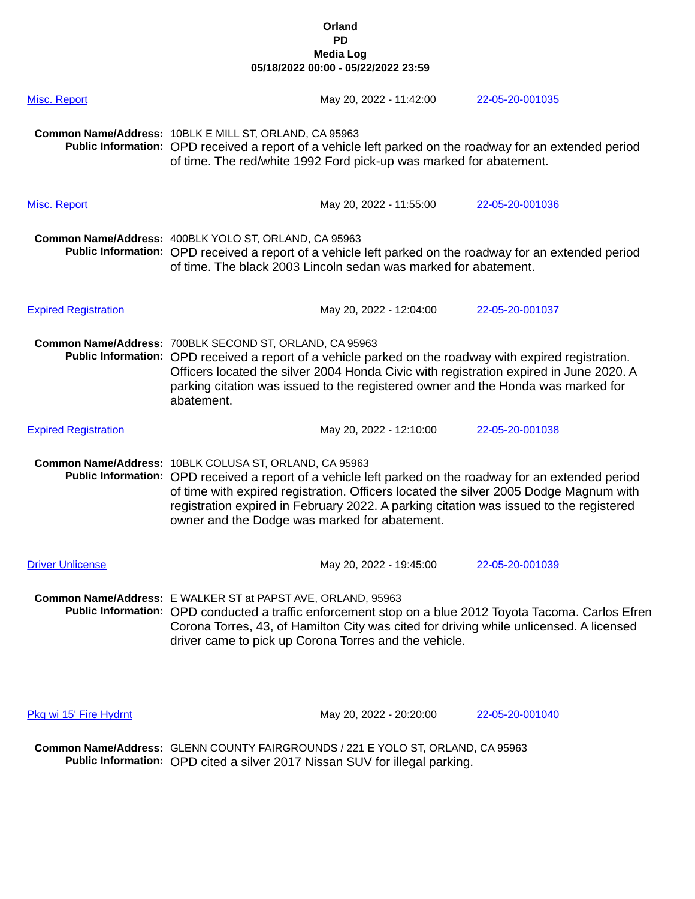**Orland**
**PD**
**Media Log**
**05/18/2022 00:00 - 05/22/2022 23:59**

[Misc. Report] May 20, 2022 - 11:42:00 22-05-20-001035

**Common Name/Address:** 10BLK E MILL ST, ORLAND, CA 95963
**Public Information:** OPD received a report of a vehicle left parked on the roadway for an extended period of time. The red/white 1992 Ford pick-up was marked for abatement.

[Misc. Report] May 20, 2022 - 11:55:00 22-05-20-001036

**Common Name/Address:** 400BLK YOLO ST, ORLAND, CA 95963
**Public Information:** OPD received a report of a vehicle left parked on the roadway for an extended period of time. The black 2003 Lincoln sedan was marked for abatement.

[Expired Registration] May 20, 2022 - 12:04:00 22-05-20-001037

**Common Name/Address:** 700BLK SECOND ST, ORLAND, CA 95963
**Public Information:** OPD received a report of a vehicle parked on the roadway with expired registration. Officers located the silver 2004 Honda Civic with registration expired in June 2020. A parking citation was issued to the registered owner and the Honda was marked for abatement.

[Expired Registration] May 20, 2022 - 12:10:00 22-05-20-001038

**Common Name/Address:** 10BLK COLUSA ST, ORLAND, CA 95963
**Public Information:** OPD received a report of a vehicle left parked on the roadway for an extended period of time with expired registration. Officers located the silver 2005 Dodge Magnum with registration expired in February 2022. A parking citation was issued to the registered owner and the Dodge was marked for abatement.

[Driver Unlicense] May 20, 2022 - 19:45:00 22-05-20-001039

**Common Name/Address:** E WALKER ST at PAPST AVE, ORLAND, 95963
**Public Information:** OPD conducted a traffic enforcement stop on a blue 2012 Toyota Tacoma. Carlos Efren Corona Torres, 43, of Hamilton City was cited for driving while unlicensed. A licensed driver came to pick up Corona Torres and the vehicle.

[Pkg wi 15' Fire Hydrnt] May 20, 2022 - 20:20:00 22-05-20-001040

**Common Name/Address:** GLENN COUNTY FAIRGROUNDS / 221 E YOLO ST, ORLAND, CA 95963
**Public Information:** OPD cited a silver 2017 Nissan SUV for illegal parking.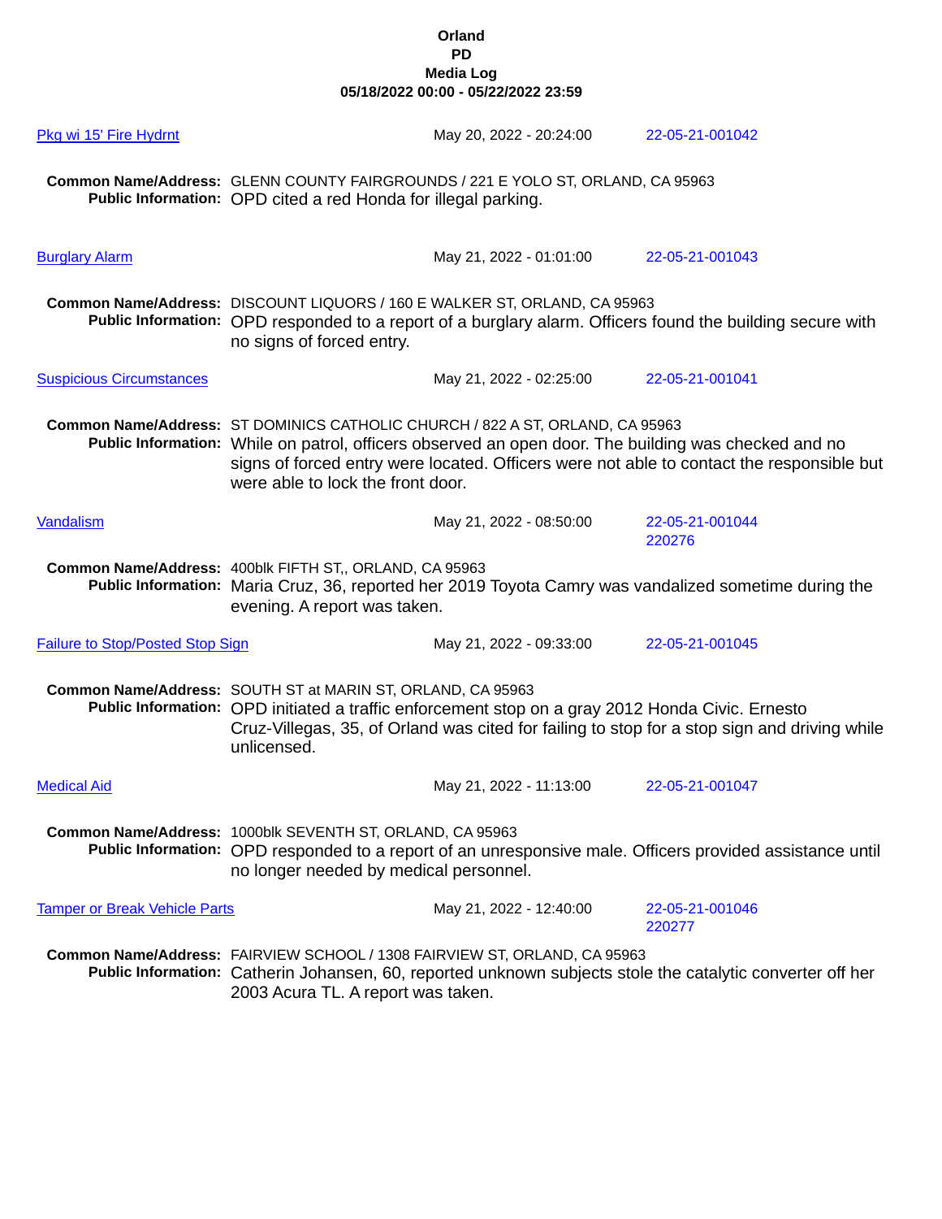**Orland**
**PD**
**Media Log**
**05/18/2022 00:00 - 05/22/2022 23:59**

Pkg wi 15' Fire Hydrnt — May 20, 2022 - 20:24:00 — 22-05-21-001042

**Common Name/Address:** GLENN COUNTY FAIRGROUNDS / 221 E YOLO ST, ORLAND, CA 95963
**Public Information:** OPD cited a red Honda for illegal parking.

Burglary Alarm — May 21, 2022 - 01:01:00 — 22-05-21-001043

**Common Name/Address:** DISCOUNT LIQUORS / 160 E WALKER ST, ORLAND, CA 95963
**Public Information:** OPD responded to a report of a burglary alarm. Officers found the building secure with no signs of forced entry.

Suspicious Circumstances — May 21, 2022 - 02:25:00 — 22-05-21-001041

**Common Name/Address:** ST DOMINICS CATHOLIC CHURCH / 822 A ST, ORLAND, CA 95963
**Public Information:** While on patrol, officers observed an open door. The building was checked and no signs of forced entry were located. Officers were not able to contact the responsible but were able to lock the front door.

Vandalism — May 21, 2022 - 08:50:00 — 22-05-21-001044, 220276

**Common Name/Address:** 400blk FIFTH ST,, ORLAND, CA 95963
**Public Information:** Maria Cruz, 36, reported her 2019 Toyota Camry was vandalized sometime during the evening. A report was taken.

Failure to Stop/Posted Stop Sign — May 21, 2022 - 09:33:00 — 22-05-21-001045

**Common Name/Address:** SOUTH ST at MARIN ST, ORLAND, CA 95963
**Public Information:** OPD initiated a traffic enforcement stop on a gray 2012 Honda Civic. Ernesto Cruz-Villegas, 35, of Orland was cited for failing to stop for a stop sign and driving while unlicensed.

Medical Aid — May 21, 2022 - 11:13:00 — 22-05-21-001047

**Common Name/Address:** 1000blk SEVENTH ST, ORLAND, CA 95963
**Public Information:** OPD responded to a report of an unresponsive male. Officers provided assistance until no longer needed by medical personnel.

Tamper or Break Vehicle Parts — May 21, 2022 - 12:40:00 — 22-05-21-001046, 220277

**Common Name/Address:** FAIRVIEW SCHOOL / 1308 FAIRVIEW ST, ORLAND, CA 95963
**Public Information:** Catherin Johansen, 60, reported unknown subjects stole the catalytic converter off her 2003 Acura TL. A report was taken.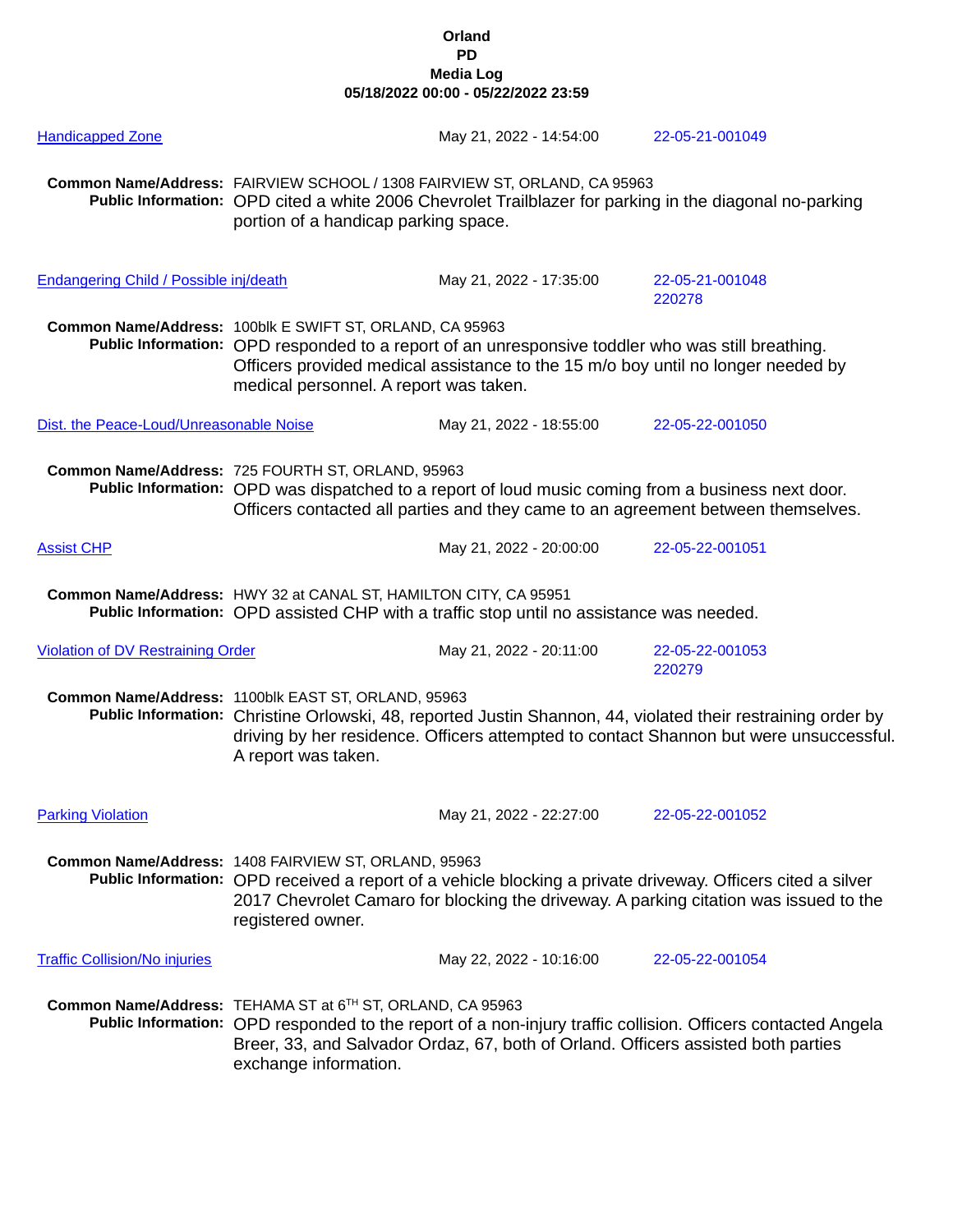**Orland**
**PD**
**Media Log**
**05/18/2022 00:00 - 05/22/2022 23:59**

Handicapped Zone | May 21, 2022 - 14:54:00 | 22-05-21-001049

**Common Name/Address:** FAIRVIEW SCHOOL / 1308 FAIRVIEW ST, ORLAND, CA 95963
**Public Information:** OPD cited a white 2006 Chevrolet Trailblazer for parking in the diagonal no-parking portion of a handicap parking space.

Endangering Child / Possible inj/death | May 21, 2022 - 17:35:00 | 22-05-21-001048 220278

**Common Name/Address:** 100blk E SWIFT ST, ORLAND, CA 95963
**Public Information:** OPD responded to a report of an unresponsive toddler who was still breathing. Officers provided medical assistance to the 15 m/o boy until no longer needed by medical personnel. A report was taken.

Dist. the Peace-Loud/Unreasonable Noise | May 21, 2022 - 18:55:00 | 22-05-22-001050

**Common Name/Address:** 725 FOURTH ST, ORLAND, 95963
**Public Information:** OPD was dispatched to a report of loud music coming from a business next door. Officers contacted all parties and they came to an agreement between themselves.

Assist CHP | May 21, 2022 - 20:00:00 | 22-05-22-001051

**Common Name/Address:** HWY 32 at CANAL ST, HAMILTON CITY, CA 95951
**Public Information:** OPD assisted CHP with a traffic stop until no assistance was needed.

Violation of DV Restraining Order | May 21, 2022 - 20:11:00 | 22-05-22-001053 220279

**Common Name/Address:** 1100blk EAST ST, ORLAND, 95963
**Public Information:** Christine Orlowski, 48, reported Justin Shannon, 44, violated their restraining order by driving by her residence. Officers attempted to contact Shannon but were unsuccessful. A report was taken.

Parking Violation | May 21, 2022 - 22:27:00 | 22-05-22-001052

**Common Name/Address:** 1408 FAIRVIEW ST, ORLAND, 95963
**Public Information:** OPD received a report of a vehicle blocking a private driveway. Officers cited a silver 2017 Chevrolet Camaro for blocking the driveway. A parking citation was issued to the registered owner.

Traffic Collision/No injuries | May 22, 2022 - 10:16:00 | 22-05-22-001054

**Common Name/Address:** TEHAMA ST at 6TH ST, ORLAND, CA 95963
**Public Information:** OPD responded to the report of a non-injury traffic collision. Officers contacted Angela Breer, 33, and Salvador Ordaz, 67, both of Orland. Officers assisted both parties exchange information.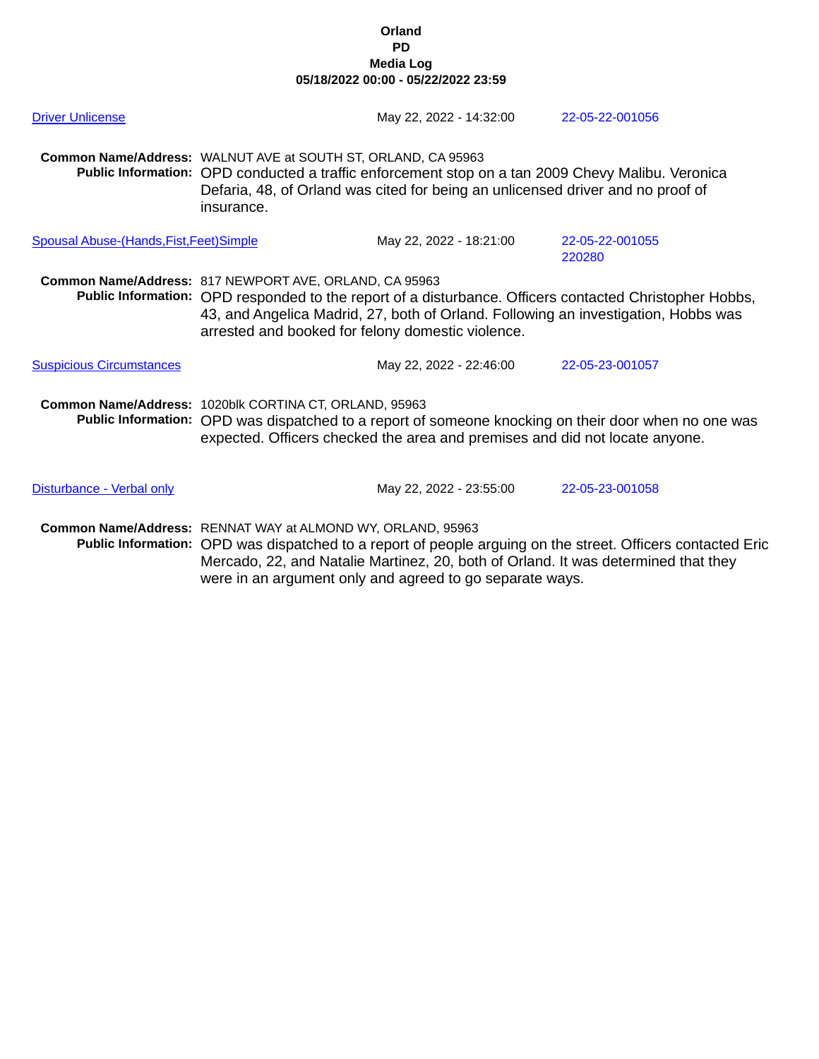**Orland**
**PD**
**Media Log**
**05/18/2022 00:00 - 05/22/2022 23:59**

Driver Unlicense | May 22, 2022 - 14:32:00 | 22-05-22-001056

**Common Name/Address:** WALNUT AVE at SOUTH ST, ORLAND, CA 95963
**Public Information:** OPD conducted a traffic enforcement stop on a tan 2009 Chevy Malibu. Veronica Defaria, 48, of Orland was cited for being an unlicensed driver and no proof of insurance.

Spousal Abuse-(Hands,Fist,Feet)Simple | May 22, 2022 - 18:21:00 | 22-05-22-001055 220280

**Common Name/Address:** 817 NEWPORT AVE, ORLAND, CA 95963
**Public Information:** OPD responded to the report of a disturbance. Officers contacted Christopher Hobbs, 43, and Angelica Madrid, 27, both of Orland. Following an investigation, Hobbs was arrested and booked for felony domestic violence.

Suspicious Circumstances | May 22, 2022 - 22:46:00 | 22-05-23-001057

**Common Name/Address:** 1020blk CORTINA CT, ORLAND, 95963
**Public Information:** OPD was dispatched to a report of someone knocking on their door when no one was expected. Officers checked the area and premises and did not locate anyone.

Disturbance - Verbal only | May 22, 2022 - 23:55:00 | 22-05-23-001058

**Common Name/Address:** RENNAT WAY at ALMOND WY, ORLAND, 95963
**Public Information:** OPD was dispatched to a report of people arguing on the street. Officers contacted Eric Mercado, 22, and Natalie Martinez, 20, both of Orland. It was determined that they were in an argument only and agreed to go separate ways.